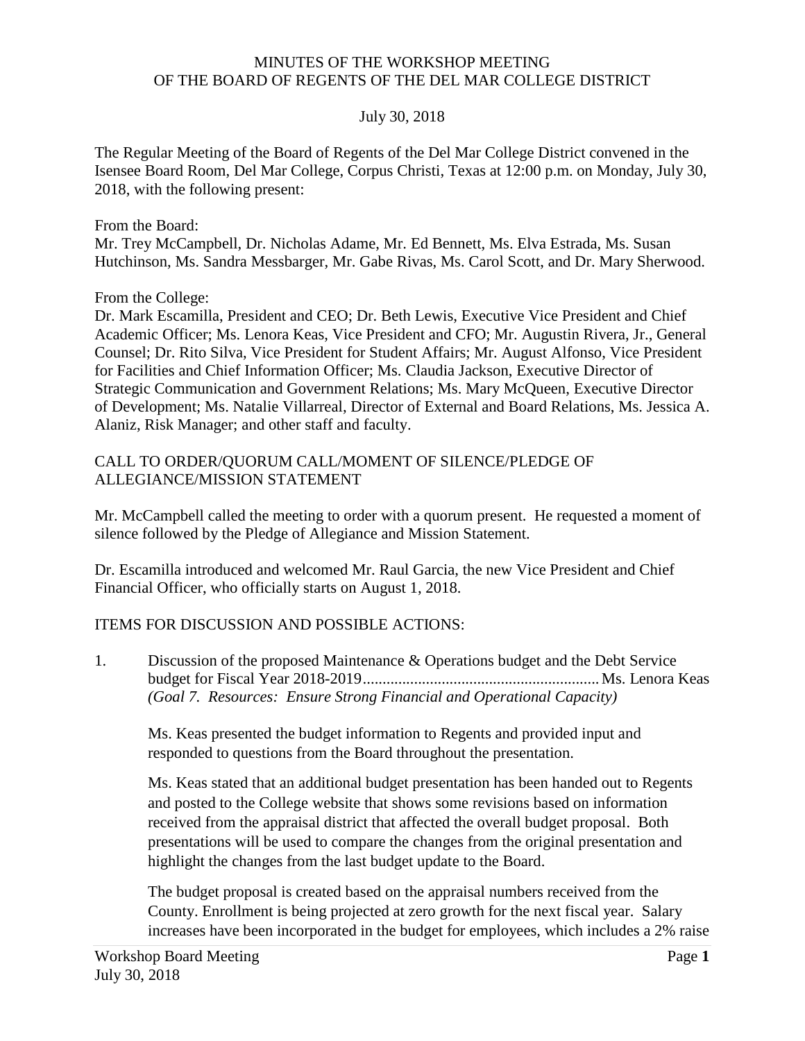# MINUTES OF THE WORKSHOP MEETING
# OF THE BOARD OF REGENTS OF THE DEL MAR COLLEGE DISTRICT

July 30, 2018

The Regular Meeting of the Board of Regents of the Del Mar College District convened in the Isensee Board Room, Del Mar College, Corpus Christi, Texas at 12:00 p.m. on Monday, July 30, 2018, with the following present:

From the Board:
Mr. Trey McCampbell, Dr. Nicholas Adame, Mr. Ed Bennett, Ms. Elva Estrada, Ms. Susan Hutchinson, Ms. Sandra Messbarger, Mr. Gabe Rivas, Ms. Carol Scott, and Dr. Mary Sherwood.

From the College:
Dr. Mark Escamilla, President and CEO; Dr. Beth Lewis, Executive Vice President and Chief Academic Officer; Ms. Lenora Keas, Vice President and CFO; Mr. Augustin Rivera, Jr., General Counsel; Dr. Rito Silva, Vice President for Student Affairs; Mr. August Alfonso, Vice President for Facilities and Chief Information Officer; Ms. Claudia Jackson, Executive Director of Strategic Communication and Government Relations; Ms. Mary McQueen, Executive Director of Development; Ms. Natalie Villarreal, Director of External and Board Relations, Ms. Jessica A. Alaniz, Risk Manager; and other staff and faculty.

## CALL TO ORDER/QUORUM CALL/MOMENT OF SILENCE/PLEDGE OF ALLEGIANCE/MISSION STATEMENT

Mr. McCampbell called the meeting to order with a quorum present. He requested a moment of silence followed by the Pledge of Allegiance and Mission Statement.

Dr. Escamilla introduced and welcomed Mr. Raul Garcia, the new Vice President and Chief Financial Officer, who officially starts on August 1, 2018.

## ITEMS FOR DISCUSSION AND POSSIBLE ACTIONS:

1. Discussion of the proposed Maintenance & Operations budget and the Debt Service budget for Fiscal Year 2018-2019........................................................... Ms. Lenora Keas
   *(Goal 7. Resources: Ensure Strong Financial and Operational Capacity)*

   Ms. Keas presented the budget information to Regents and provided input and responded to questions from the Board throughout the presentation.

   Ms. Keas stated that an additional budget presentation has been handed out to Regents and posted to the College website that shows some revisions based on information received from the appraisal district that affected the overall budget proposal. Both presentations will be used to compare the changes from the original presentation and highlight the changes from the last budget update to the Board.

   The budget proposal is created based on the appraisal numbers received from the County. Enrollment is being projected at zero growth for the next fiscal year. Salary increases have been incorporated in the budget for employees, which includes a 2% raise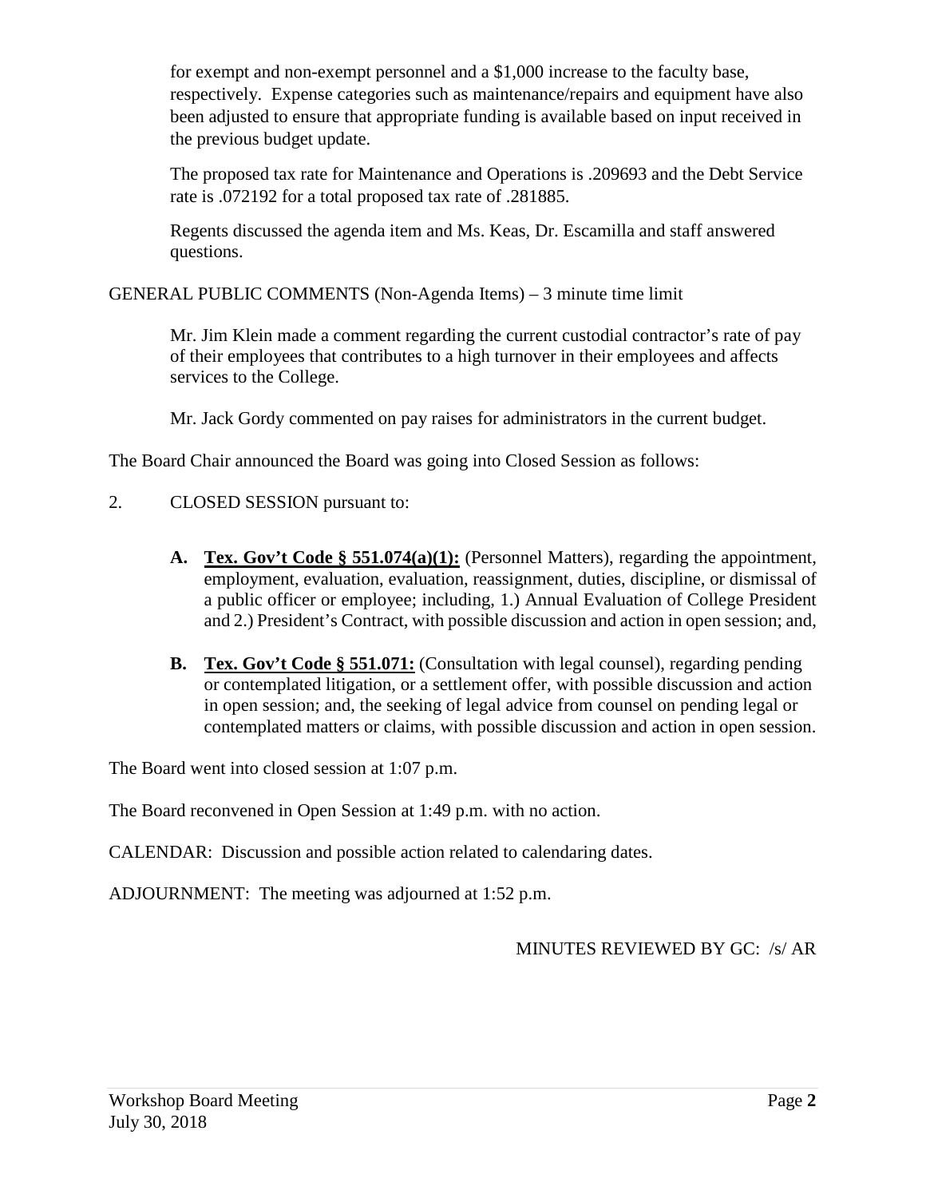for exempt and non-exempt personnel and a $1,000 increase to the faculty base, respectively. Expense categories such as maintenance/repairs and equipment have also been adjusted to ensure that appropriate funding is available based on input received in the previous budget update.

The proposed tax rate for Maintenance and Operations is .209693 and the Debt Service rate is .072192 for a total proposed tax rate of .281885.

Regents discussed the agenda item and Ms. Keas, Dr. Escamilla and staff answered questions.

GENERAL PUBLIC COMMENTS (Non-Agenda Items) – 3 minute time limit

Mr. Jim Klein made a comment regarding the current custodial contractor's rate of pay of their employees that contributes to a high turnover in their employees and affects services to the College.

Mr. Jack Gordy commented on pay raises for administrators in the current budget.

The Board Chair announced the Board was going into Closed Session as follows:

2. CLOSED SESSION pursuant to:

   **A. Tex. Gov't Code § 551.074(a)(1):** (Personnel Matters), regarding the appointment, employment, evaluation, evaluation, reassignment, duties, discipline, or dismissal of a public officer or employee; including, 1.) Annual Evaluation of College President and 2.) President's Contract, with possible discussion and action in open session; and,

   **B. Tex. Gov't Code § 551.071:** (Consultation with legal counsel), regarding pending or contemplated litigation, or a settlement offer, with possible discussion and action in open session; and, the seeking of legal advice from counsel on pending legal or contemplated matters or claims, with possible discussion and action in open session.

The Board went into closed session at 1:07 p.m.

The Board reconvened in Open Session at 1:49 p.m. with no action.

CALENDAR: Discussion and possible action related to calendaring dates.

ADJOURNMENT: The meeting was adjourned at 1:52 p.m.

MINUTES REVIEWED BY GC: /s/ AR